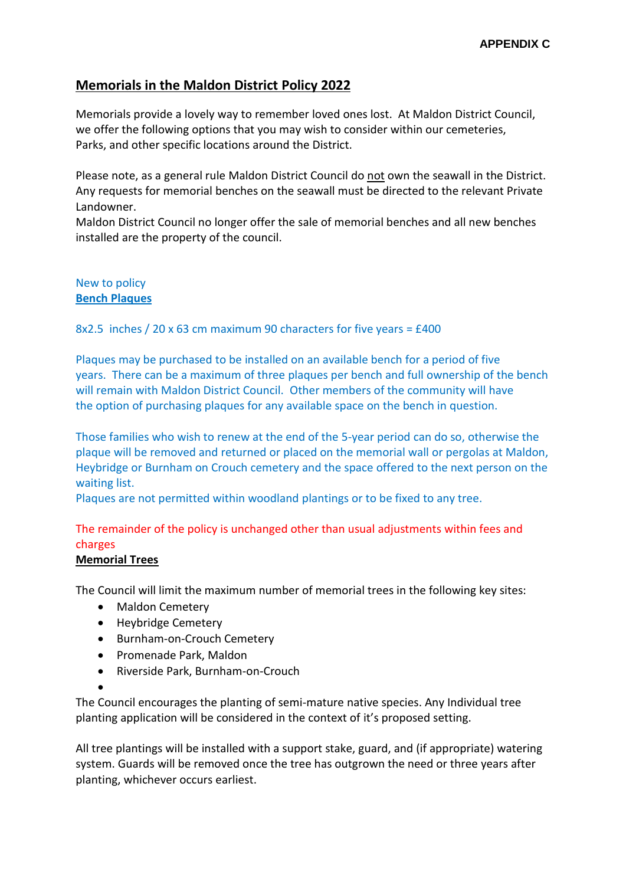**APPENDIX C**

# Memorials in the Maldon District Policy 2022

Memorials provide a lovely way to remember loved ones lost. At Maldon District Council, we offer the following options that you may wish to consider within our cemeteries, Parks, and other specific locations around the District.

Please note, as a general rule Maldon District Council do not own the seawall in the District. Any requests for memorial benches on the seawall must be directed to the relevant Private Landowner.
Maldon District Council no longer offer the sale of memorial benches and all new benches installed are the property of the council.

New to policy

## Bench Plaques

8x2.5 inches / 20 x 63 cm maximum 90 characters for five years = £400

Plaques may be purchased to be installed on an available bench for a period of five years. There can be a maximum of three plaques per bench and full ownership of the bench will remain with Maldon District Council. Other members of the community will have the option of purchasing plaques for any available space on the bench in question.

Those families who wish to renew at the end of the 5-year period can do so, otherwise the plaque will be removed and returned or placed on the memorial wall or pergolas at Maldon, Heybridge or Burnham on Crouch cemetery and the space offered to the next person on the waiting list.
Plaques are not permitted within woodland plantings or to be fixed to any tree.

The remainder of the policy is unchanged other than usual adjustments within fees and charges

## Memorial Trees

The Council will limit the maximum number of memorial trees in the following key sites:

- Maldon Cemetery
- Heybridge Cemetery
- Burnham-on-Crouch Cemetery
- Promenade Park, Maldon
- Riverside Park, Burnham-on-Crouch

The Council encourages the planting of semi-mature native species. Any Individual tree planting application will be considered in the context of it's proposed setting.

All tree plantings will be installed with a support stake, guard, and (if appropriate) watering system. Guards will be removed once the tree has outgrown the need or three years after planting, whichever occurs earliest.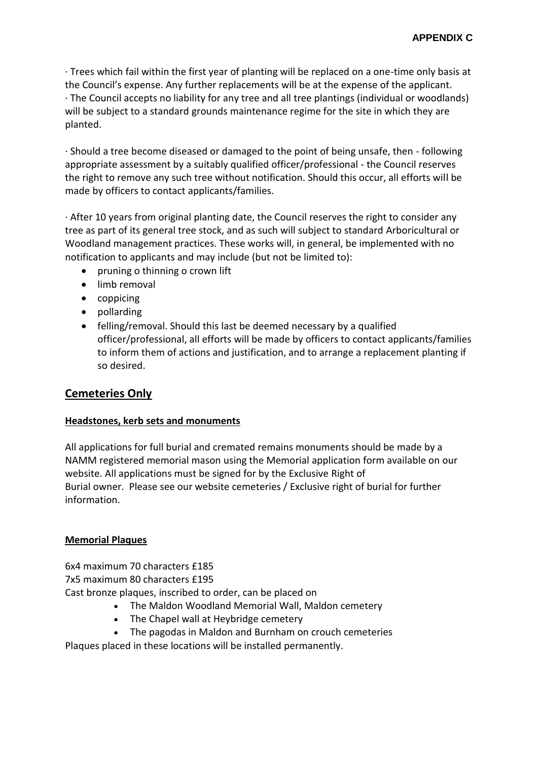**APPENDIX C**

· Trees which fail within the first year of planting will be replaced on a one-time only basis at the Council's expense. Any further replacements will be at the expense of the applicant.
· The Council accepts no liability for any tree and all tree plantings (individual or woodlands) will be subject to a standard grounds maintenance regime for the site in which they are planted.

· Should a tree become diseased or damaged to the point of being unsafe, then - following appropriate assessment by a suitably qualified officer/professional - the Council reserves the right to remove any such tree without notification. Should this occur, all efforts will be made by officers to contact applicants/families.

· After 10 years from original planting date, the Council reserves the right to consider any tree as part of its general tree stock, and as such will subject to standard Arboricultural or Woodland management practices. These works will, in general, be implemented with no notification to applicants and may include (but not be limited to):

- pruning o thinning o crown lift
- limb removal
- coppicing
- pollarding
- felling/removal. Should this last be deemed necessary by a qualified officer/professional, all efforts will be made by officers to contact applicants/families to inform them of actions and justification, and to arrange a replacement planting if so desired.

## Cemeteries Only

### Headstones, kerb sets and monuments

All applications for full burial and cremated remains monuments should be made by a NAMM registered memorial mason using the Memorial application form available on our website. All applications must be signed for by the Exclusive Right of Burial owner. Please see our website cemeteries / Exclusive right of burial for further information.

### Memorial Plaques

6x4 maximum 70 characters £185
7x5 maximum 80 characters £195
Cast bronze plaques, inscribed to order, can be placed on

- The Maldon Woodland Memorial Wall, Maldon cemetery
- The Chapel wall at Heybridge cemetery
- The pagodas in Maldon and Burnham on crouch cemeteries

Plaques placed in these locations will be installed permanently.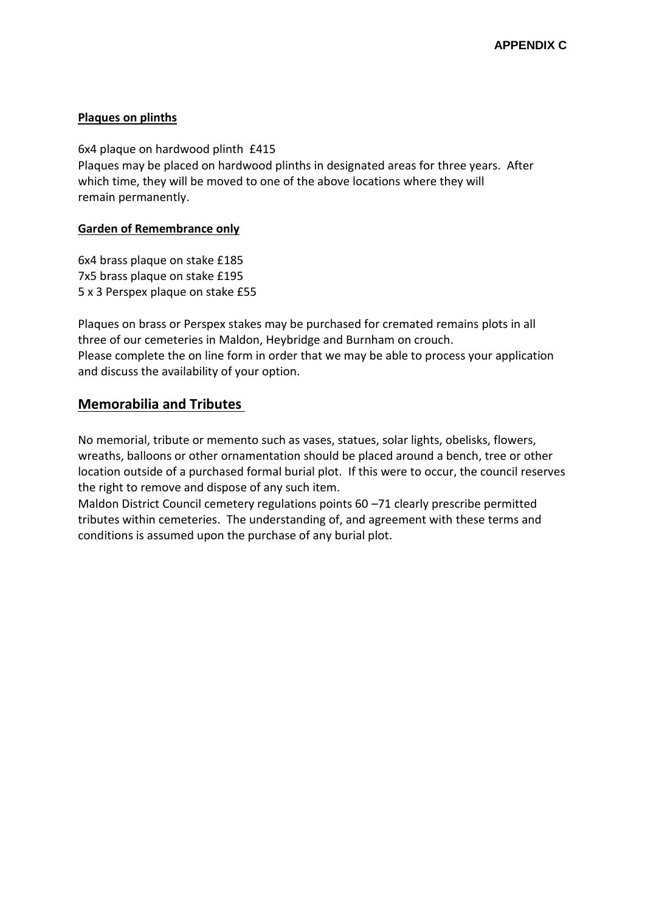**APPENDIX C**

**Plaques on plinths**

6x4 plaque on hardwood plinth £415

Plaques may be placed on hardwood plinths in designated areas for three years. After which time, they will be moved to one of the above locations where they will remain permanently.

**Garden of Remembrance only**

6x4 brass plaque on stake £185
7x5 brass plaque on stake £195
5 x 3 Perspex plaque on stake £55

Plaques on brass or Perspex stakes may be purchased for cremated remains plots in all three of our cemeteries in Maldon, Heybridge and Burnham on crouch.
Please complete the on line form in order that we may be able to process your application and discuss the availability of your option.

## Memorabilia and Tributes

No memorial, tribute or memento such as vases, statues, solar lights, obelisks, flowers, wreaths, balloons or other ornamentation should be placed around a bench, tree or other location outside of a purchased formal burial plot. If this were to occur, the council reserves the right to remove and dispose of any such item.
Maldon District Council cemetery regulations points 60 –71 clearly prescribe permitted tributes within cemeteries. The understanding of, and agreement with these terms and conditions is assumed upon the purchase of any burial plot.